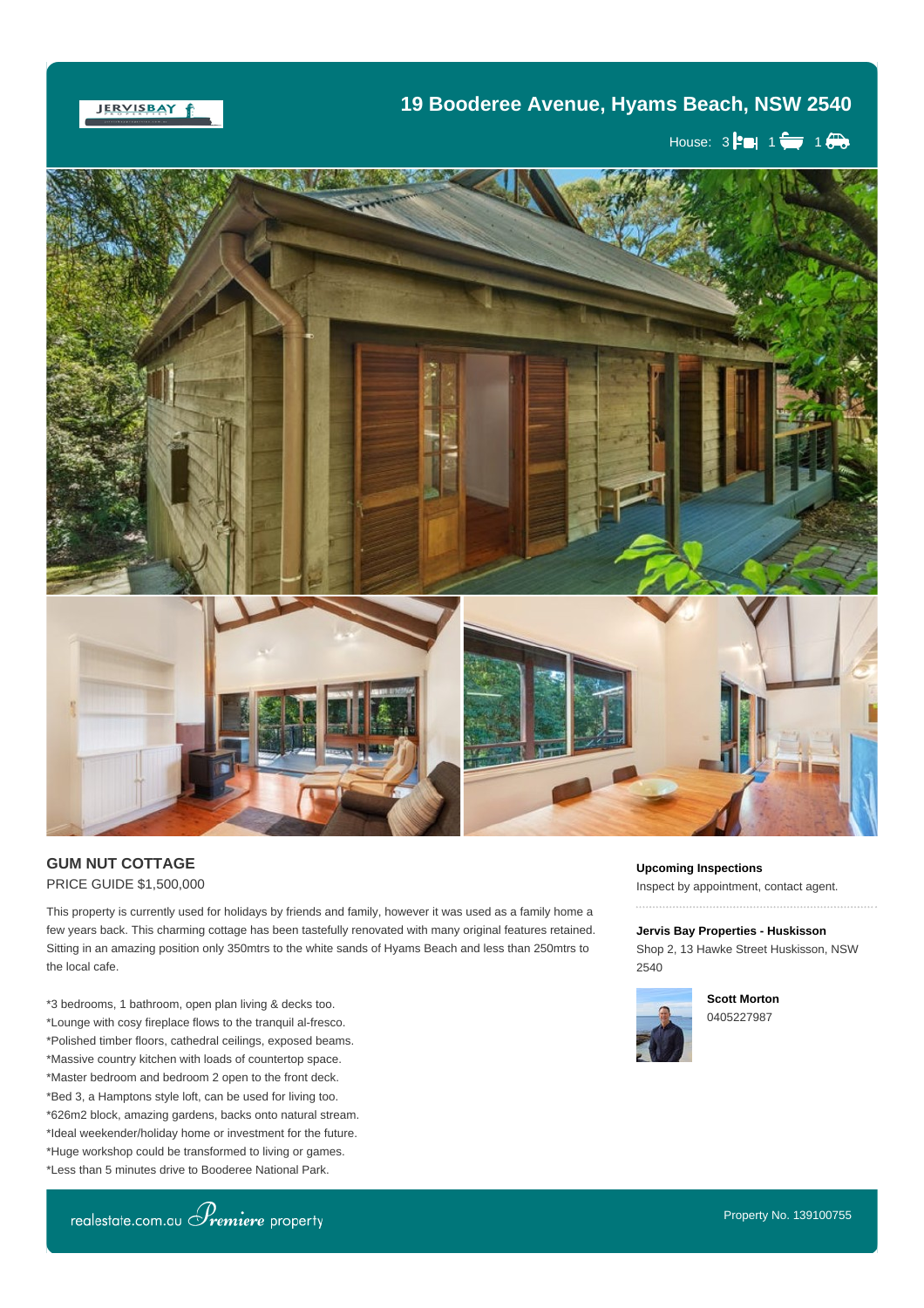# 19 Booderee Avenue, Hyams Beach, NSW 2540

House: 3 1 1

## GUM NUT COTTAGE

PRICE GUIDE $1,500,000

This property is currently used for holidays by friends and family, however it was used as a family home a few years back. This charming cottage has been tastefully renovated with many original features retained. Sitting in an amazing position only 350mtrs to the white sands of Hyams Beach and less than 250mtrs to the local cafe.

*3 bedrooms, 1 bathroom, open plan living & decks too.
*Lounge with cosy fireplace flows to the tranquil al-fresco.
*Polished timber floors, cathedral ceilings, exposed beams.
*Massive country kitchen with loads of countertop space.
*Master bedroom and bedroom 2 open to the front deck.
*Bed 3, a Hamptons style loft, can be used for living too.
*626m2 block, amazing gardens, backs onto natural stream.
*Ideal weekender/holiday home or investment for the future.
*Huge workshop could be transformed to living or games.
*Less than 5 minutes drive to Booderee National Park.

**Upcoming Inspections**

Inspect by appointment, contact agent.

**Jervis Bay Properties - Huskisson**

Shop 2, 13 Hawke Street Huskisson, NSW 2540

**Scott Morton**

0405227987

Property No. 139100755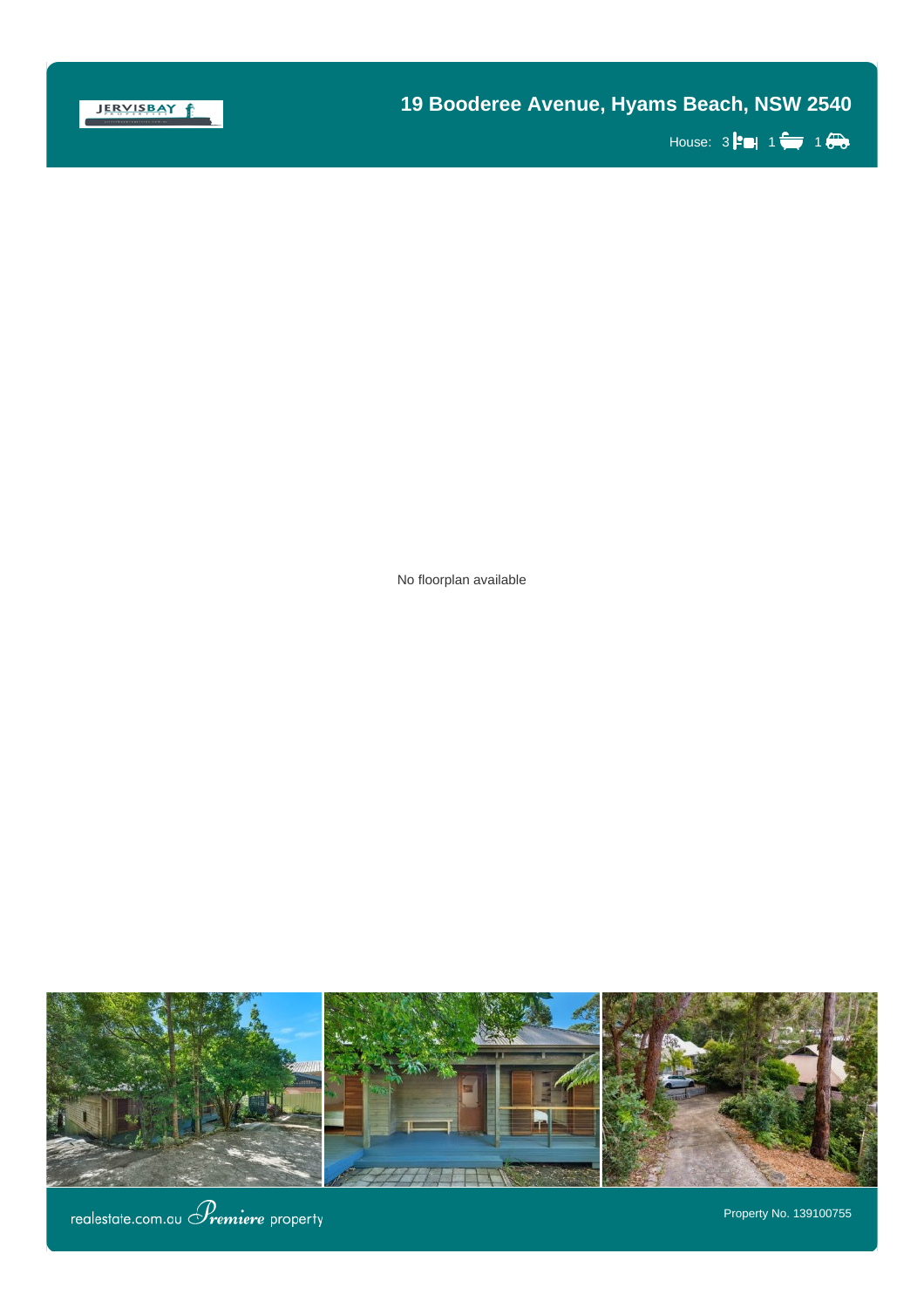# 19 Booderee Avenue, Hyams Beach, NSW 2540

House: 3 1 1

No floorplan available

realestate.com.au Premiere property

Property No. 139100755